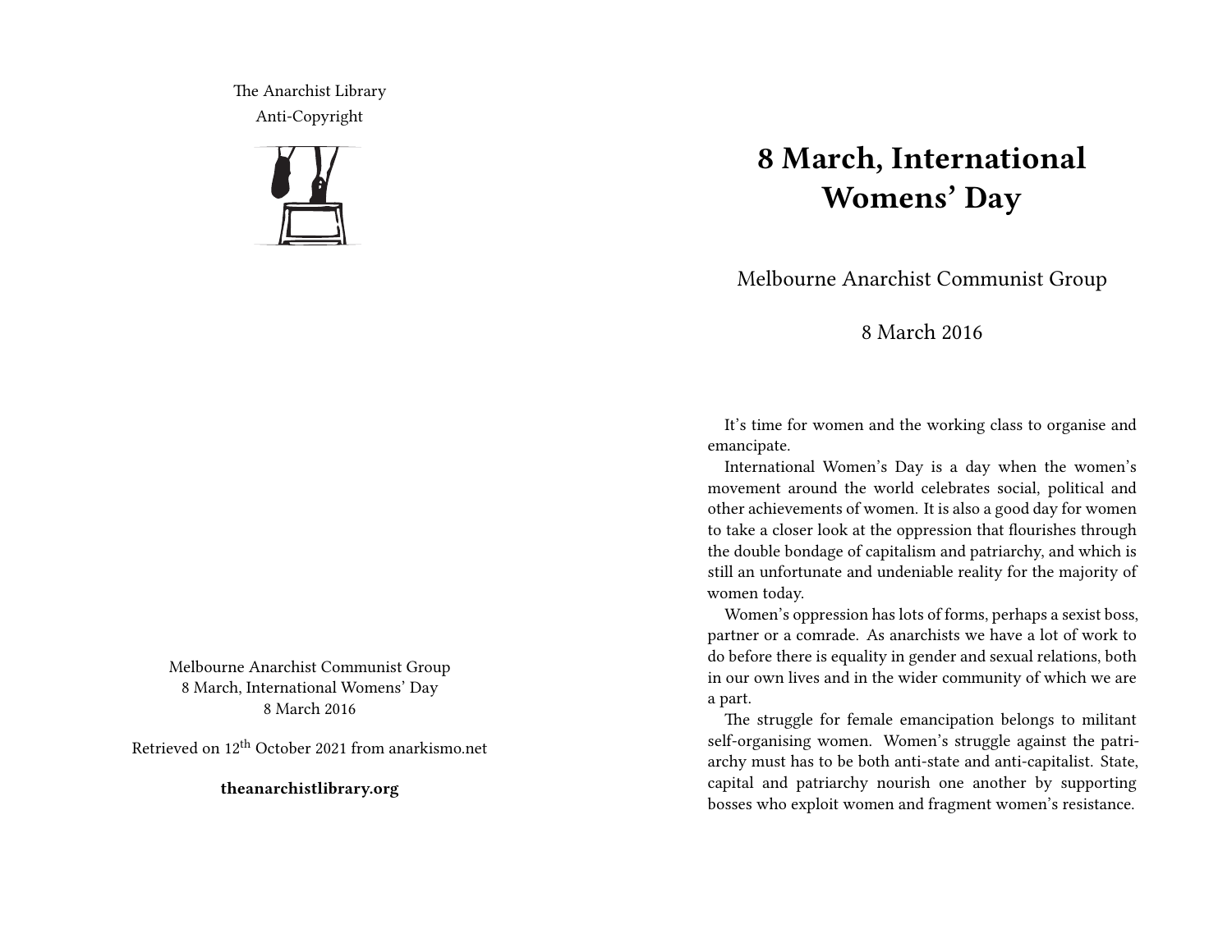The Anarchist Library
Anti-Copyright

Melbourne Anarchist Communist Group
8 March, International Womens' Day
8 March 2016

Retrieved on 12th October 2021 from anarkismo.net

**theanarchistlibrary.org**

# 8 March, International Womens' Day

Melbourne Anarchist Communist Group

8 March 2016

It's time for women and the working class to organise and emancipate.

International Women's Day is a day when the women's movement around the world celebrates social, political and other achievements of women. It is also a good day for women to take a closer look at the oppression that flourishes through the double bondage of capitalism and patriarchy, and which is still an unfortunate and undeniable reality for the majority of women today.

Women's oppression has lots of forms, perhaps a sexist boss, partner or a comrade. As anarchists we have a lot of work to do before there is equality in gender and sexual relations, both in our own lives and in the wider community of which we are a part.

The struggle for female emancipation belongs to militant self-organising women. Women's struggle against the patriarchy must has to be both anti-state and anti-capitalist. State, capital and patriarchy nourish one another by supporting bosses who exploit women and fragment women's resistance.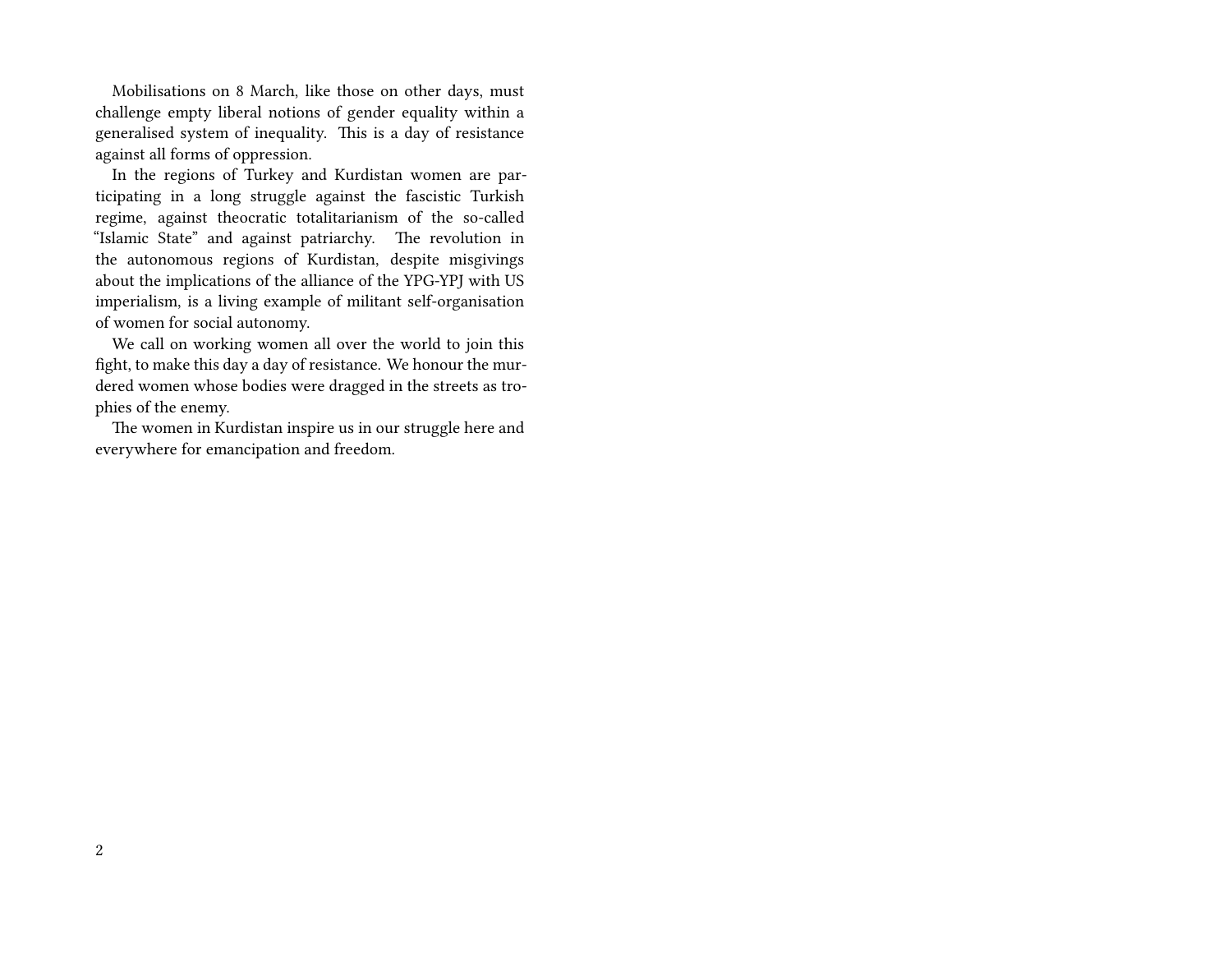Mobilisations on 8 March, like those on other days, must challenge empty liberal notions of gender equality within a generalised system of inequality. This is a day of resistance against all forms of oppression.

In the regions of Turkey and Kurdistan women are participating in a long struggle against the fascistic Turkish regime, against theocratic totalitarianism of the so-called "Islamic State" and against patriarchy. The revolution in the autonomous regions of Kurdistan, despite misgivings about the implications of the alliance of the YPG-YPJ with US imperialism, is a living example of militant self-organisation of women for social autonomy.

We call on working women all over the world to join this fight, to make this day a day of resistance. We honour the murdered women whose bodies were dragged in the streets as trophies of the enemy.

The women in Kurdistan inspire us in our struggle here and everywhere for emancipation and freedom.